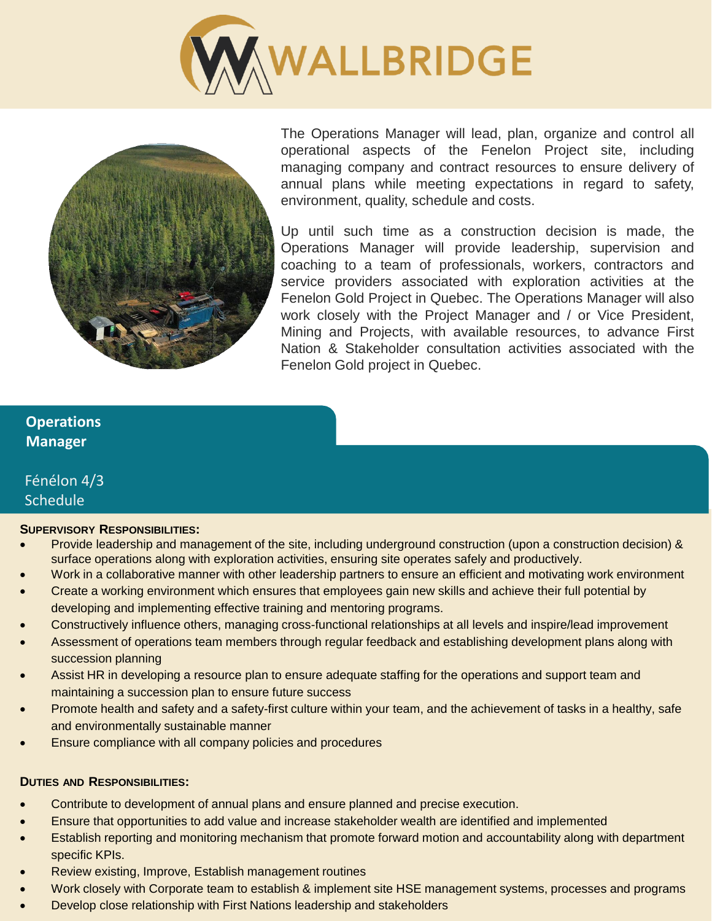# WALLBRIDGE

The Operations Manager will lead, plan, organize and control all operational aspects of the Fenelon Project site, including managing company and contract resources to ensure delivery of annual plans while meeting expectations in regard to safety, environment, quality, schedule and costs.

Up until such time as a construction decision is made, the Operations Manager will provide leadership, supervision and coaching to a team of professionals, workers, contractors and service providers associated with exploration activities at the Fenelon Gold Project in Quebec. The Operations Manager will also work closely with the Project Manager and / or Vice President, Mining and Projects, with available resources, to advance First Nation & Stakeholder consultation activities associated with the Fenelon Gold project in Quebec.

## Operations Manager

Fénélon 4/3 Schedule

### SUPERVISORY RESPONSIBILITIES:

- Provide leadership and management of the site, including underground construction (upon a construction decision) & surface operations along with exploration activities, ensuring site operates safely and productively.
- Work in a collaborative manner with other leadership partners to ensure an efficient and motivating work environment
- Create a working environment which ensures that employees gain new skills and achieve their full potential by developing and implementing effective training and mentoring programs.
- Constructively influence others, managing cross-functional relationships at all levels and inspire/lead improvement
- Assessment of operations team members through regular feedback and establishing development plans along with succession planning
- Assist HR in developing a resource plan to ensure adequate staffing for the operations and support team and maintaining a succession plan to ensure future success
- Promote health and safety and a safety-first culture within your team, and the achievement of tasks in a healthy, safe and environmentally sustainable manner
- Ensure compliance with all company policies and procedures

### DUTIES AND RESPONSIBILITIES:

- Contribute to development of annual plans and ensure planned and precise execution.
- Ensure that opportunities to add value and increase stakeholder wealth are identified and implemented
- Establish reporting and monitoring mechanism that promote forward motion and accountability along with department specific KPIs.
- Review existing, Improve, Establish management routines
- Work closely with Corporate team to establish & implement site HSE management systems, processes and programs
- Develop close relationship with First Nations leadership and stakeholders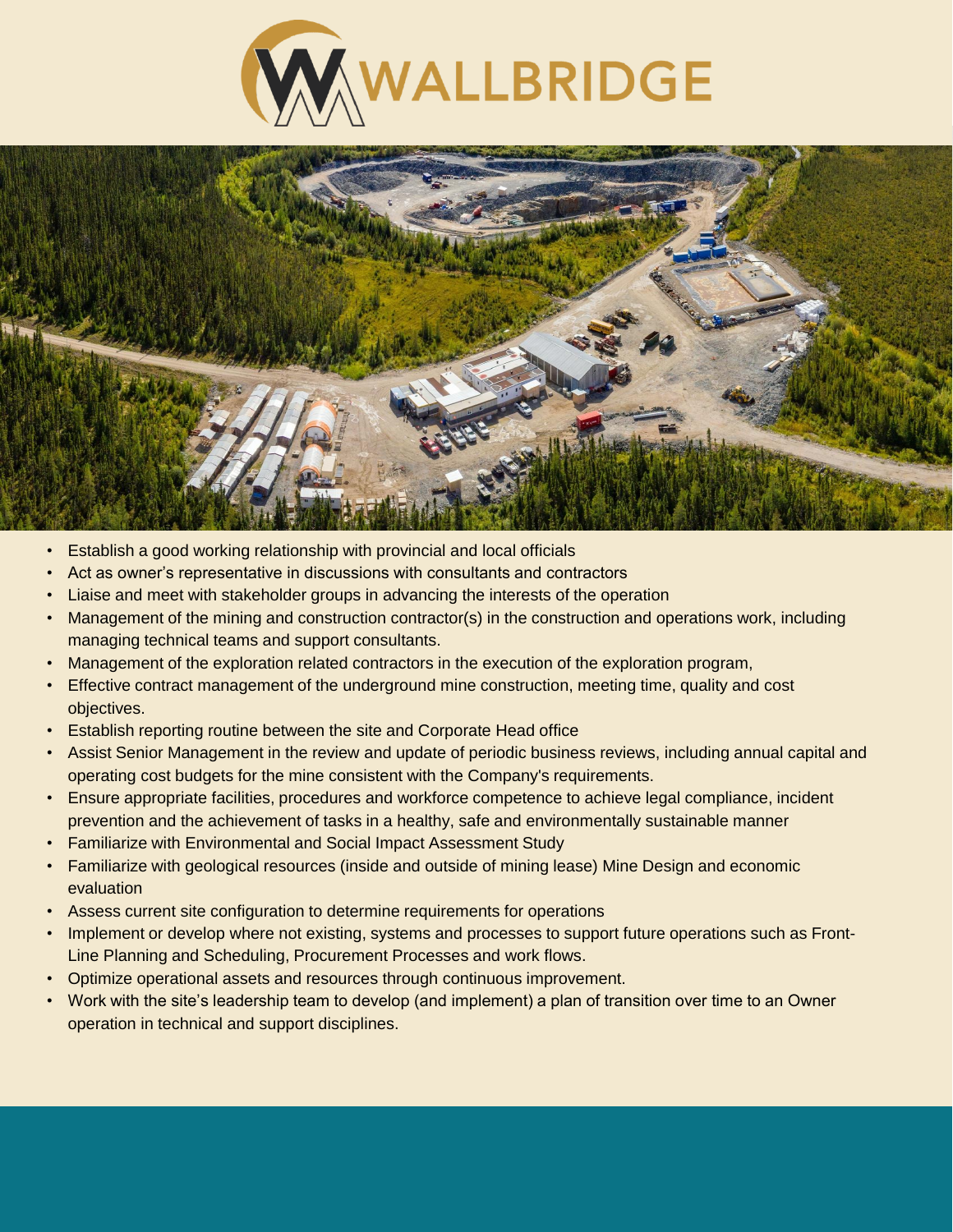- Establish a good working relationship with provincial and local officials
- Act as owner's representative in discussions with consultants and contractors
- Liaise and meet with stakeholder groups in advancing the interests of the operation
- Management of the mining and construction contractor(s) in the construction and operations work, including managing technical teams and support consultants.
- Management of the exploration related contractors in the execution of the exploration program,
- Effective contract management of the underground mine construction, meeting time, quality and cost objectives.
- Establish reporting routine between the site and Corporate Head office
- Assist Senior Management in the review and update of periodic business reviews, including annual capital and operating cost budgets for the mine consistent with the Company's requirements.
- Ensure appropriate facilities, procedures and workforce competence to achieve legal compliance, incident prevention and the achievement of tasks in a healthy, safe and environmentally sustainable manner
- Familiarize with Environmental and Social Impact Assessment Study
- Familiarize with geological resources (inside and outside of mining lease) Mine Design and economic evaluation
- Assess current site configuration to determine requirements for operations
- Implement or develop where not existing, systems and processes to support future operations such as Front-Line Planning and Scheduling, Procurement Processes and work flows.
- Optimize operational assets and resources through continuous improvement.
- Work with the site's leadership team to develop (and implement) a plan of transition over time to an Owner operation in technical and support disciplines.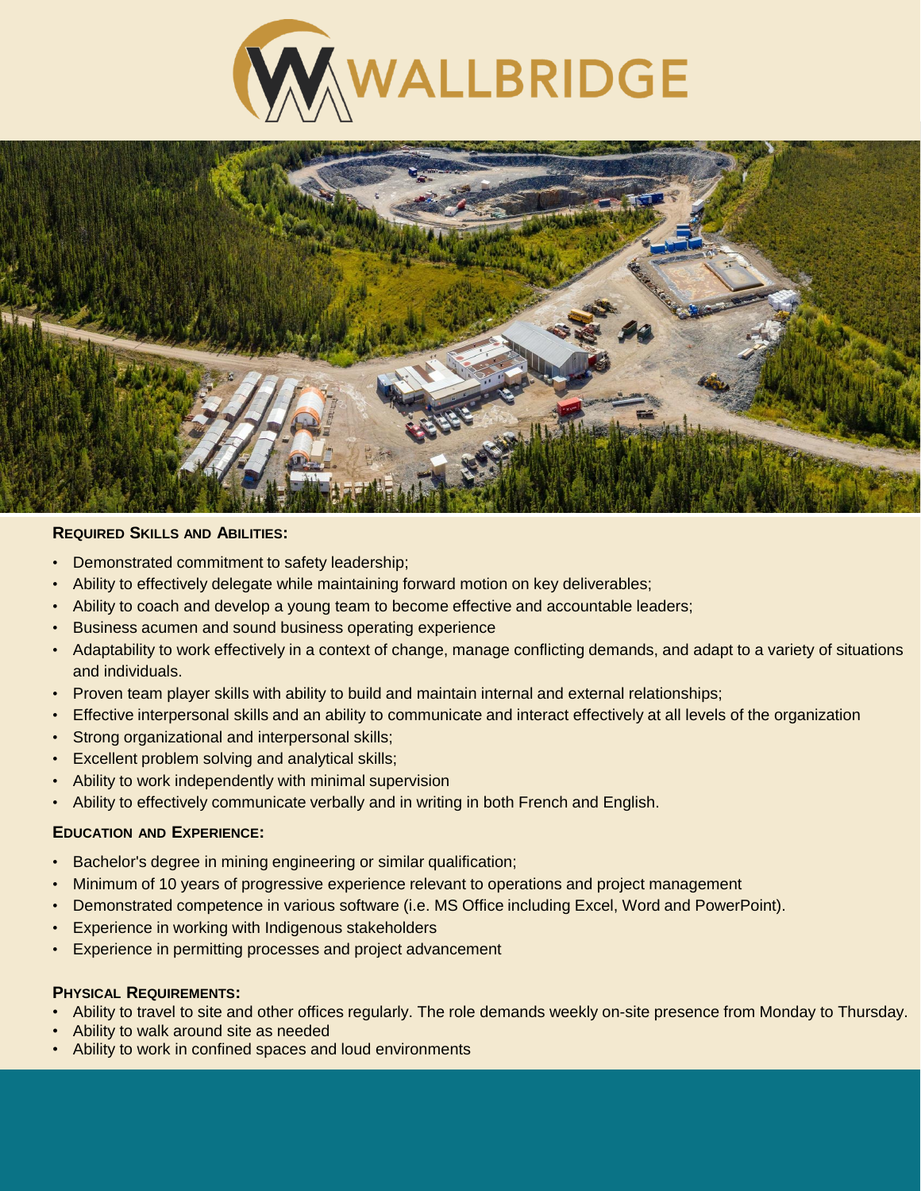WALLBRIDGE

**REQUIRED SKILLS AND ABILITIES:**

- Demonstrated commitment to safety leadership;
- Ability to effectively delegate while maintaining forward motion on key deliverables;
- Ability to coach and develop a young team to become effective and accountable leaders;
- Business acumen and sound business operating experience
- Adaptability to work effectively in a context of change, manage conflicting demands, and adapt to a variety of situations and individuals.
- Proven team player skills with ability to build and maintain internal and external relationships;
- Effective interpersonal skills and an ability to communicate and interact effectively at all levels of the organization
- Strong organizational and interpersonal skills;
- Excellent problem solving and analytical skills;
- Ability to work independently with minimal supervision
- Ability to effectively communicate verbally and in writing in both French and English.

**EDUCATION AND EXPERIENCE:**

- Bachelor's degree in mining engineering or similar qualification;
- Minimum of 10 years of progressive experience relevant to operations and project management
- Demonstrated competence in various software (i.e. MS Office including Excel, Word and PowerPoint).
- Experience in working with Indigenous stakeholders
- Experience in permitting processes and project advancement

**PHYSICAL REQUIREMENTS:**

- Ability to travel to site and other offices regularly. The role demands weekly on-site presence from Monday to Thursday.
- Ability to walk around site as needed
- Ability to work in confined spaces and loud environments